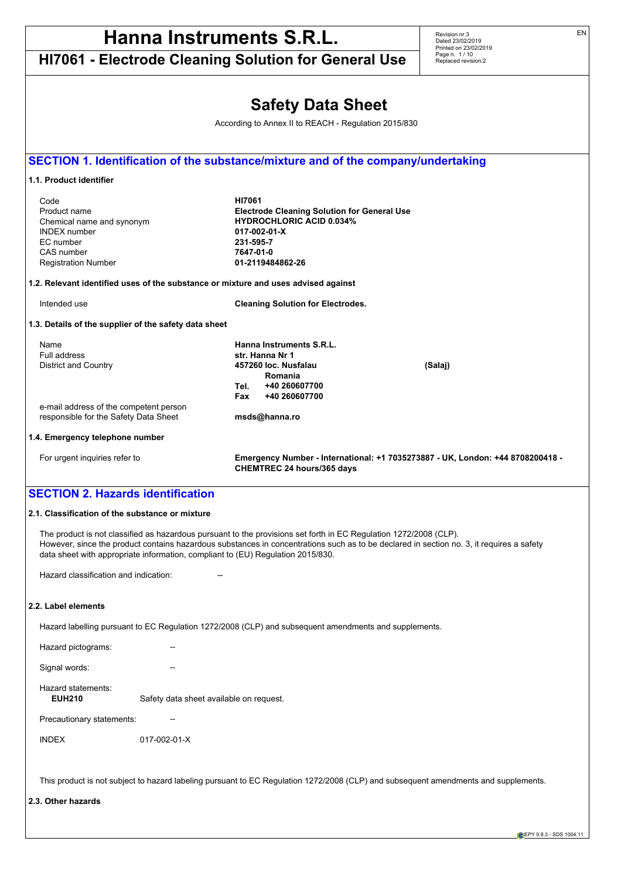# Safety Data Sheet

According to Annex II to REACH - Regulation 2015/830

## SECTION 1. Identification of the substance/mixture and of the company/undertaking

### 1.1. Product identifier

| | |
|---|---|
| Code | **HI7061** |
| Product name | **Electrode Cleaning Solution for General Use** |
| Chemical name and synonym | **HYDROCHLORIC ACID 0.034%** |
| INDEX number | **017-002-01-X** |
| EC number | **231-595-7** |
| CAS number | **7647-01-0** |
| Registration Number | **01-2119484862-26** |

### 1.2. Relevant identified uses of the substance or mixture and uses advised against

| | |
|---|---|
| Intended use | **Cleaning Solution for Electrodes.** |

### 1.3. Details of the supplier of the safety data sheet

| | |
|---|---|
| Name | **Hanna Instruments S.R.L.** |
| Full address | **str. Hanna Nr 1** |
| District and Country | **457260 loc. Nusfalau (Salaj)** |
| | **Romania** |
| | **Tel. +40 260607700** |
| | **Fax +40 260607700** |
| e-mail address of the competent person responsible for the Safety Data Sheet | **msds@hanna.ro** |

### 1.4. Emergency telephone number

| | |
|---|---|
| For urgent inquiries refer to | **Emergency Number - International: +1 7035273887 - UK, London: +44 8708200418 - CHEMTREC 24 hours/365 days** |

## SECTION 2. Hazards identification

### 2.1. Classification of the substance or mixture

The product is not classified as hazardous pursuant to the provisions set forth in EC Regulation 1272/2008 (CLP).
However, since the product contains hazardous substances in concentrations such as to be declared in section no. 3, it requires a safety data sheet with appropriate information, compliant to (EU) Regulation 2015/830.

Hazard classification and indication: --

### 2.2. Label elements

Hazard labelling pursuant to EC Regulation 1272/2008 (CLP) and subsequent amendments and supplements.

Hazard pictograms: --

Signal words: --

Hazard statements:

**EUH210** Safety data sheet available on request.

Precautionary statements: --

INDEX 017-002-01-X

This product is not subject to hazard labeling pursuant to EC Regulation 1272/2008 (CLP) and subsequent amendments and supplements.

### 2.3. Other hazards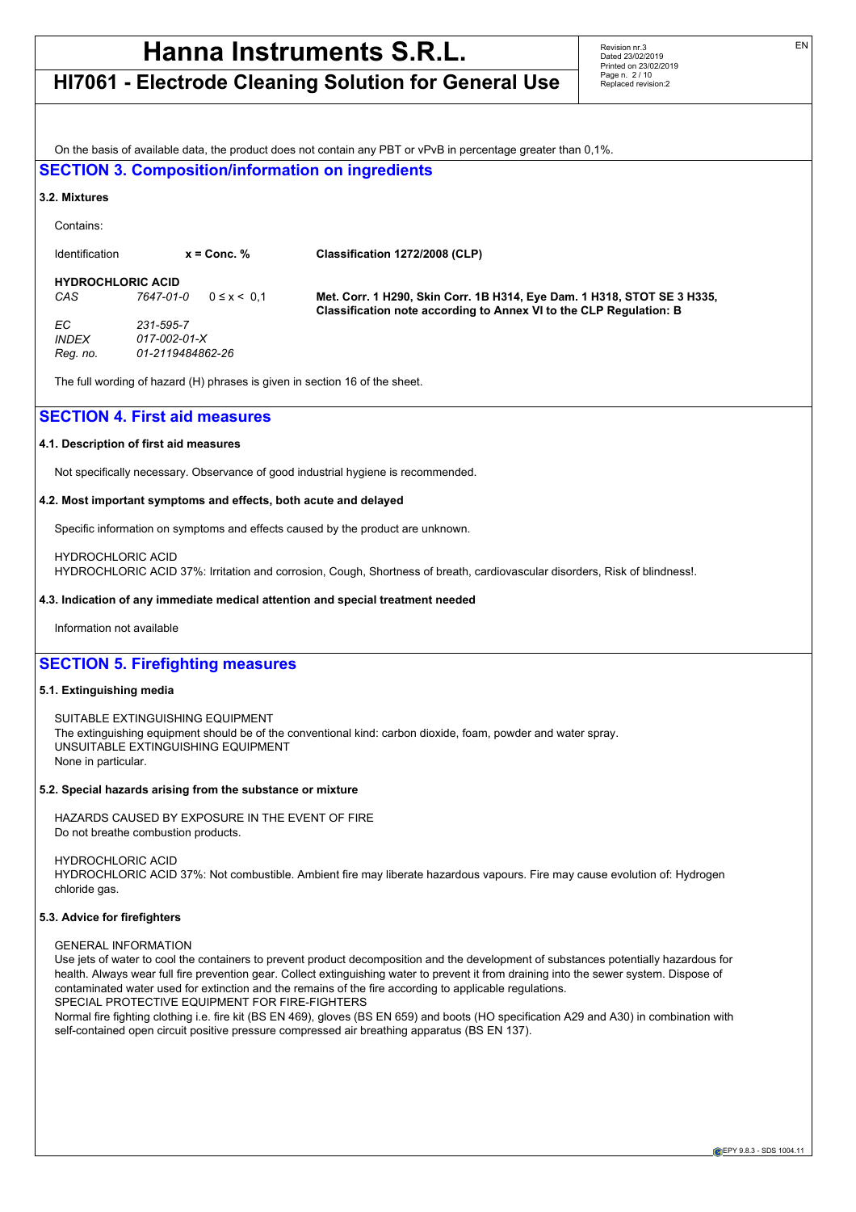On the basis of available data, the product does not contain any PBT or vPvB in percentage greater than 0,1%.

## SECTION 3. Composition/information on ingredients

### 3.2. Mixtures

Contains:

| Identification | | x = Conc. % | Classification 1272/2008 (CLP) |
|---|---|---|---|
| **HYDROCHLORIC ACID** | | | |
| *CAS* | *7647-01-0* | 0 ≤ x < 0,1 | **Met. Corr. 1 H290, Skin Corr. 1B H314, Eye Dam. 1 H318, STOT SE 3 H335, Classification note according to Annex VI to the CLP Regulation: B** |
| *EC* | *231-595-7* | | |
| *INDEX* | *017-002-01-X* | | |
| *Reg. no.* | *01-2119484862-26* | | |

The full wording of hazard (H) phrases is given in section 16 of the sheet.

## SECTION 4. First aid measures

### 4.1. Description of first aid measures

Not specifically necessary. Observance of good industrial hygiene is recommended.

### 4.2. Most important symptoms and effects, both acute and delayed

Specific information on symptoms and effects caused by the product are unknown.

HYDROCHLORIC ACID
HYDROCHLORIC ACID 37%: Irritation and corrosion, Cough, Shortness of breath, cardiovascular disorders, Risk of blindness!.

### 4.3. Indication of any immediate medical attention and special treatment needed

Information not available

## SECTION 5. Firefighting measures

### 5.1. Extinguishing media

SUITABLE EXTINGUISHING EQUIPMENT
The extinguishing equipment should be of the conventional kind: carbon dioxide, foam, powder and water spray.
UNSUITABLE EXTINGUISHING EQUIPMENT
None in particular.

### 5.2. Special hazards arising from the substance or mixture

HAZARDS CAUSED BY EXPOSURE IN THE EVENT OF FIRE
Do not breathe combustion products.

HYDROCHLORIC ACID
HYDROCHLORIC ACID 37%: Not combustible. Ambient fire may liberate hazardous vapours. Fire may cause evolution of: Hydrogen chloride gas.

### 5.3. Advice for firefighters

GENERAL INFORMATION
Use jets of water to cool the containers to prevent product decomposition and the development of substances potentially hazardous for health. Always wear full fire prevention gear. Collect extinguishing water to prevent it from draining into the sewer system. Dispose of contaminated water used for extinction and the remains of the fire according to applicable regulations.
SPECIAL PROTECTIVE EQUIPMENT FOR FIRE-FIGHTERS
Normal fire fighting clothing i.e. fire kit (BS EN 469), gloves (BS EN 659) and boots (HO specification A29 and A30) in combination with self-contained open circuit positive pressure compressed air breathing apparatus (BS EN 137).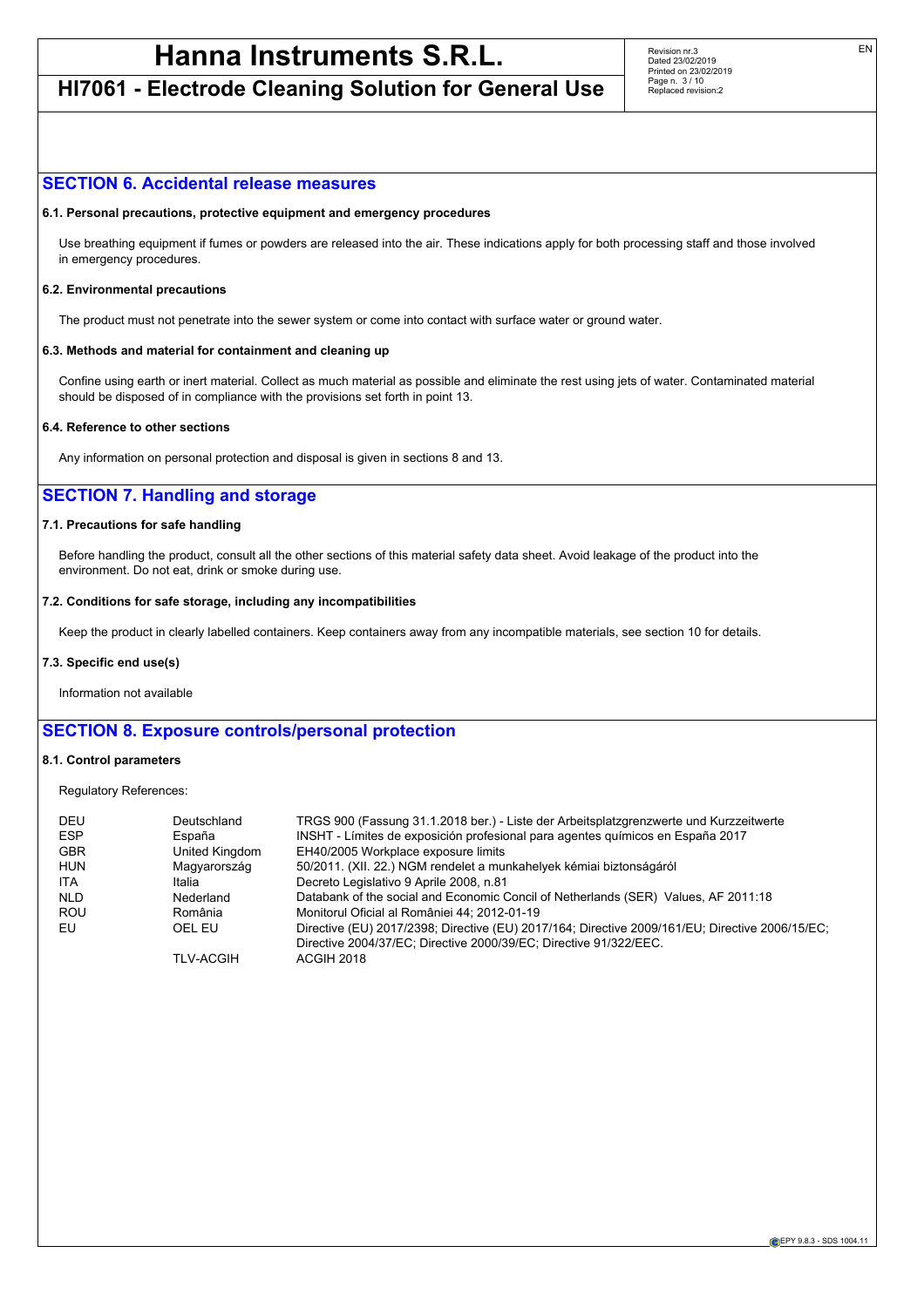## SECTION 6. Accidental release measures

### 6.1. Personal precautions, protective equipment and emergency procedures

Use breathing equipment if fumes or powders are released into the air. These indications apply for both processing staff and those involved in emergency procedures.

### 6.2. Environmental precautions

The product must not penetrate into the sewer system or come into contact with surface water or ground water.

### 6.3. Methods and material for containment and cleaning up

Confine using earth or inert material. Collect as much material as possible and eliminate the rest using jets of water. Contaminated material should be disposed of in compliance with the provisions set forth in point 13.

### 6.4. Reference to other sections

Any information on personal protection and disposal is given in sections 8 and 13.

## SECTION 7. Handling and storage

### 7.1. Precautions for safe handling

Before handling the product, consult all the other sections of this material safety data sheet. Avoid leakage of the product into the environment. Do not eat, drink or smoke during use.

### 7.2. Conditions for safe storage, including any incompatibilities

Keep the product in clearly labelled containers. Keep containers away from any incompatible materials, see section 10 for details.

### 7.3. Specific end use(s)

Information not available

## SECTION 8. Exposure controls/personal protection

### 8.1. Control parameters

Regulatory References:

| | | |
|---|---|---|
| DEU | Deutschland | TRGS 900 (Fassung 31.1.2018 ber.) - Liste der Arbeitsplatzgrenzwerte und Kurzzeitwerte |
| ESP | España | INSHT - Límites de exposición profesional para agentes químicos en España 2017 |
| GBR | United Kingdom | EH40/2005 Workplace exposure limits |
| HUN | Magyarország | 50/2011. (XII. 22.) NGM rendelet a munkahelyek kémiai biztonságáról |
| ITA | Italia | Decreto Legislativo 9 Aprile 2008, n.81 |
| NLD | Nederland | Databank of the social and Economic Concil of Netherlands (SER) Values, AF 2011:18 |
| ROU | România | Monitorul Oficial al României 44; 2012-01-19 |
| EU | OEL EU | Directive (EU) 2017/2398; Directive (EU) 2017/164; Directive 2009/161/EU; Directive 2006/15/EC; Directive 2004/37/EC; Directive 2000/39/EC; Directive 91/322/EEC. |
| | TLV-ACGIH | ACGIH 2018 |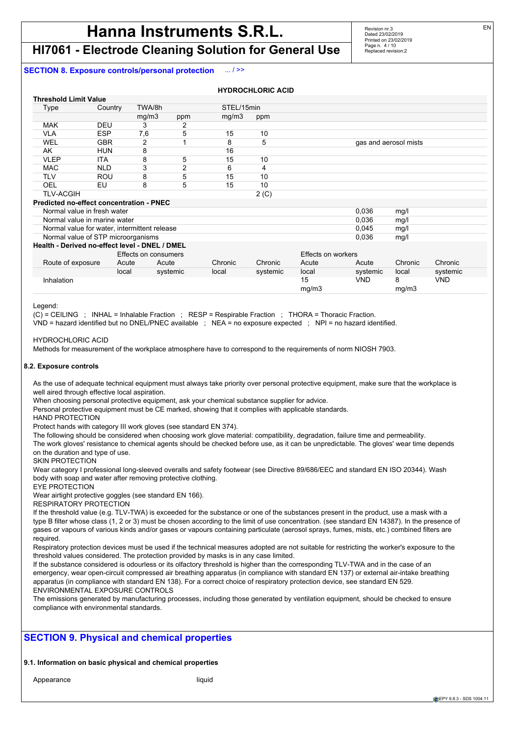## SECTION 8. Exposure controls/personal protection ... / >>

**HYDROCHLORIC ACID**

| **Threshold Limit Value** | | | | | | |
|---|---|---|---|---|---|---|
| Type | Country | TWA/8h | | STEL/15min | | |
| | | mg/m3 | ppm | mg/m3 | ppm | |
| MAK | DEU | 3 | 2 | | | |
| VLA | ESP | 7,6 | 5 | 15 | 10 | |
| WEL | GBR | 2 | 1 | 8 | 5 | gas and aerosol mists |
| AK | HUN | 8 | | 16 | | |
| VLEP | ITA | 8 | 5 | 15 | 10 | |
| MAC | NLD | 3 | 2 | 6 | 4 | |
| TLV | ROU | 8 | 5 | 15 | 10 | |
| OEL | EU | 8 | 5 | 15 | 10 | |
| TLV-ACGIH | | | | | 2 (C) | |

| **Predicted no-effect concentration - PNEC** | | |
|---|---|---|
| Normal value in fresh water | 0,036 | mg/l |
| Normal value in marine water | 0,036 | mg/l |
| Normal value for water, intermittent release | 0,045 | mg/l |
| Normal value of STP microorganisms | 0,036 | mg/l |

| **Health - Derived no-effect level - DNEL / DMEL** | | | | | | | | |
|---|---|---|---|---|---|---|---|---|
| | Effects on consumers | | | | Effects on workers | | | |
| Route of exposure | Acute local | Acute systemic | Chronic local | Chronic systemic | Acute local | Acute systemic | Chronic local | Chronic systemic |
| Inhalation | | | | | 15 mg/m3 | VND | 8 mg/m3 | VND |

Legend:

(C) = CEILING ; INHAL = Inhalable Fraction ; RESP = Respirable Fraction ; THORA = Thoracic Fraction.

VND = hazard identified but no DNEL/PNEC available ; NEA = no exposure expected ; NPI = no hazard identified.

HYDROCHLORIC ACID

Methods for measurement of the workplace atmosphere have to correspond to the requirements of norm NIOSH 7903.

### 8.2. Exposure controls

As the use of adequate technical equipment must always take priority over personal protective equipment, make sure that the workplace is well aired through effective local aspiration.

When choosing personal protective equipment, ask your chemical substance supplier for advice.

Personal protective equipment must be CE marked, showing that it complies with applicable standards.

HAND PROTECTION

Protect hands with category III work gloves (see standard EN 374).

The following should be considered when choosing work glove material: compatibility, degradation, failure time and permeability.

The work gloves' resistance to chemical agents should be checked before use, as it can be unpredictable. The gloves' wear time depends on the duration and type of use.

SKIN PROTECTION

Wear category I professional long-sleeved overalls and safety footwear (see Directive 89/686/EEC and standard EN ISO 20344). Wash body with soap and water after removing protective clothing.

EYE PROTECTION

Wear airtight protective goggles (see standard EN 166).

RESPIRATORY PROTECTION

If the threshold value (e.g. TLV-TWA) is exceeded for the substance or one of the substances present in the product, use a mask with a type B filter whose class (1, 2 or 3) must be chosen according to the limit of use concentration. (see standard EN 14387). In the presence of gases or vapours of various kinds and/or gases or vapours containing particulate (aerosol sprays, fumes, mists, etc.) combined filters are required.

Respiratory protection devices must be used if the technical measures adopted are not suitable for restricting the worker's exposure to the threshold values considered. The protection provided by masks is in any case limited.

If the substance considered is odourless or its olfactory threshold is higher than the corresponding TLV-TWA and in the case of an emergency, wear open-circuit compressed air breathing apparatus (in compliance with standard EN 137) or external air-intake breathing apparatus (in compliance with standard EN 138). For a correct choice of respiratory protection device, see standard EN 529.

ENVIRONMENTAL EXPOSURE CONTROLS

The emissions generated by manufacturing processes, including those generated by ventilation equipment, should be checked to ensure compliance with environmental standards.

## SECTION 9. Physical and chemical properties

### 9.1. Information on basic physical and chemical properties

| | |
|---|---|
| Appearance | liquid |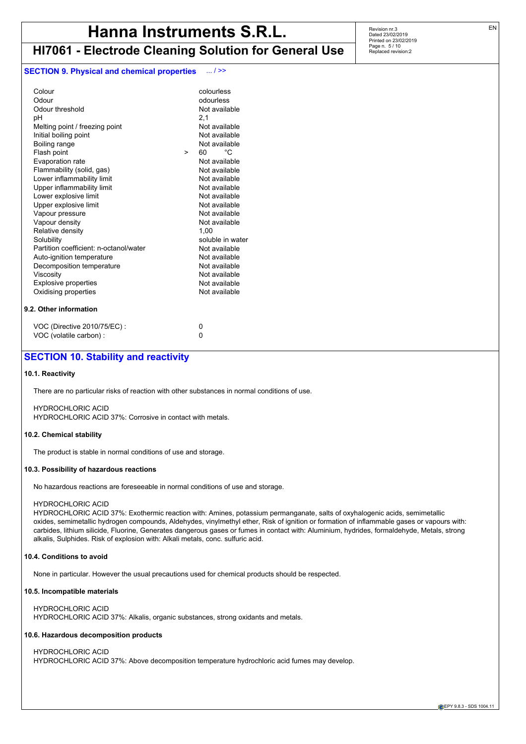## SECTION 9. Physical and chemical properties ... / >>

| | |
|---|---|
| Colour | colourless |
| Odour | odourless |
| Odour threshold | Not available |
| pH | 2,1 |
| Melting point / freezing point | Not available |
| Initial boiling point | Not available |
| Boiling range | Not available |
| Flash point | > 60 °C |
| Evaporation rate | Not available |
| Flammability (solid, gas) | Not available |
| Lower inflammability limit | Not available |
| Upper inflammability limit | Not available |
| Lower explosive limit | Not available |
| Upper explosive limit | Not available |
| Vapour pressure | Not available |
| Vapour density | Not available |
| Relative density | 1,00 |
| Solubility | soluble in water |
| Partition coefficient: n-octanol/water | Not available |
| Auto-ignition temperature | Not available |
| Decomposition temperature | Not available |
| Viscosity | Not available |
| Explosive properties | Not available |
| Oxidising properties | Not available |

### 9.2. Other information

| | |
|---|---|
| VOC (Directive 2010/75/EC) : | 0 |
| VOC (volatile carbon) : | 0 |

## SECTION 10. Stability and reactivity

### 10.1. Reactivity

There are no particular risks of reaction with other substances in normal conditions of use.

HYDROCHLORIC ACID
HYDROCHLORIC ACID 37%: Corrosive in contact with metals.

### 10.2. Chemical stability

The product is stable in normal conditions of use and storage.

### 10.3. Possibility of hazardous reactions

No hazardous reactions are foreseeable in normal conditions of use and storage.

HYDROCHLORIC ACID
HYDROCHLORIC ACID 37%: Exothermic reaction with: Amines, potassium permanganate, salts of oxyhalogenic acids, semimetallic oxides, semimetallic hydrogen compounds, Aldehydes, vinylmethyl ether, Risk of ignition or formation of inflammable gases or vapours with: carbides, lithium silicide, Fluorine, Generates dangerous gases or fumes in contact with: Aluminium, hydrides, formaldehyde, Metals, strong alkalis, Sulphides. Risk of explosion with: Alkali metals, conc. sulfuric acid.

### 10.4. Conditions to avoid

None in particular. However the usual precautions used for chemical products should be respected.

### 10.5. Incompatible materials

HYDROCHLORIC ACID
HYDROCHLORIC ACID 37%: Alkalis, organic substances, strong oxidants and metals.

### 10.6. Hazardous decomposition products

HYDROCHLORIC ACID
HYDROCHLORIC ACID 37%: Above decomposition temperature hydrochloric acid fumes may develop.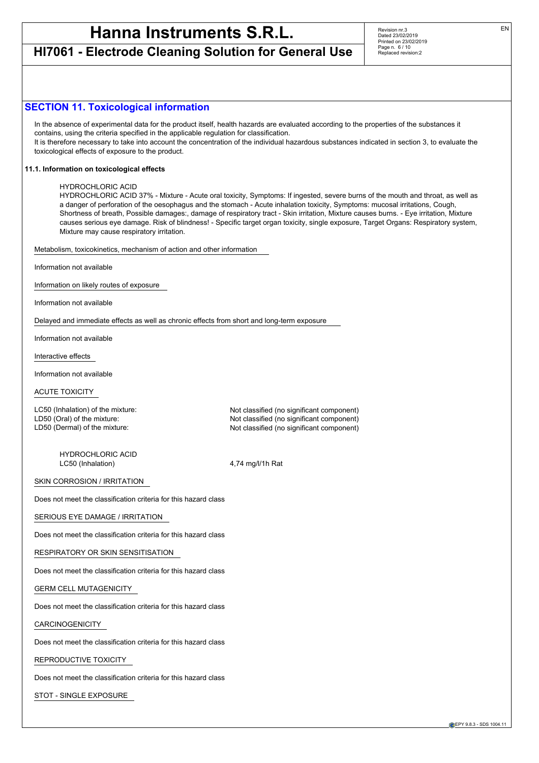## SECTION 11. Toxicological information

In the absence of experimental data for the product itself, health hazards are evaluated according to the properties of the substances it contains, using the criteria specified in the applicable regulation for classification.
It is therefore necessary to take into account the concentration of the individual hazardous substances indicated in section 3, to evaluate the toxicological effects of exposure to the product.

**11.1. Information on toxicological effects**

HYDROCHLORIC ACID
HYDROCHLORIC ACID 37% - Mixture - Acute oral toxicity, Symptoms: If ingested, severe burns of the mouth and throat, as well as a danger of perforation of the oesophagus and the stomach - Acute inhalation toxicity, Symptoms: mucosal irritations, Cough, Shortness of breath, Possible damages:, damage of respiratory tract - Skin irritation, Mixture causes burns. - Eye irritation, Mixture causes serious eye damage. Risk of blindness! - Specific target organ toxicity, single exposure, Target Organs: Respiratory system, Mixture may cause respiratory irritation.

Metabolism, toxicokinetics, mechanism of action and other information

Information not available

Information on likely routes of exposure

Information not available

Delayed and immediate effects as well as chronic effects from short and long-term exposure

Information not available

Interactive effects

Information not available

ACUTE TOXICITY

| | |
|---|---|
| LC50 (Inhalation) of the mixture: | Not classified (no significant component) |
| LD50 (Oral) of the mixture: | Not classified (no significant component) |
| LD50 (Dermal) of the mixture: | Not classified (no significant component) |

HYDROCHLORIC ACID

| | |
|---|---|
| LC50 (Inhalation) | 4,74 mg/l/1h Rat |

SKIN CORROSION / IRRITATION

Does not meet the classification criteria for this hazard class

SERIOUS EYE DAMAGE / IRRITATION

Does not meet the classification criteria for this hazard class

RESPIRATORY OR SKIN SENSITISATION

Does not meet the classification criteria for this hazard class

GERM CELL MUTAGENICITY

Does not meet the classification criteria for this hazard class

CARCINOGENICITY

Does not meet the classification criteria for this hazard class

REPRODUCTIVE TOXICITY

Does not meet the classification criteria for this hazard class

STOT - SINGLE EXPOSURE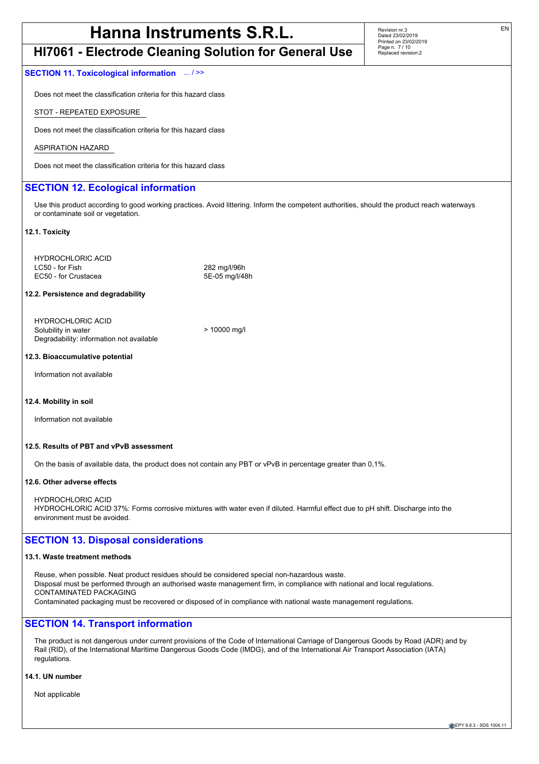## SECTION 11. Toxicological information ... / >>

Does not meet the classification criteria for this hazard class

STOT - REPEATED EXPOSURE

Does not meet the classification criteria for this hazard class

ASPIRATION HAZARD

Does not meet the classification criteria for this hazard class

## SECTION 12. Ecological information

Use this product according to good working practices. Avoid littering. Inform the competent authorities, should the product reach waterways or contaminate soil or vegetation.

### 12.1. Toxicity

| | |
|---|---|
| HYDROCHLORIC ACID | |
| LC50 - for Fish | 282 mg/l/96h |
| EC50 - for Crustacea | 5E-05 mg/l/48h |

### 12.2. Persistence and degradability

| | |
|---|---|
| HYDROCHLORIC ACID | |
| Solubility in water | > 10000 mg/l |
| Degradability: information not available | |

### 12.3. Bioaccumulative potential

Information not available

### 12.4. Mobility in soil

Information not available

### 12.5. Results of PBT and vPvB assessment

On the basis of available data, the product does not contain any PBT or vPvB in percentage greater than 0,1%.

### 12.6. Other adverse effects

HYDROCHLORIC ACID
HYDROCHLORIC ACID 37%: Forms corrosive mixtures with water even if diluted. Harmful effect due to pH shift. Discharge into the environment must be avoided.

## SECTION 13. Disposal considerations

### 13.1. Waste treatment methods

Reuse, when possible. Neat product residues should be considered special non-hazardous waste.
Disposal must be performed through an authorised waste management firm, in compliance with national and local regulations.
CONTAMINATED PACKAGING
Contaminated packaging must be recovered or disposed of in compliance with national waste management regulations.

## SECTION 14. Transport information

The product is not dangerous under current provisions of the Code of International Carriage of Dangerous Goods by Road (ADR) and by Rail (RID), of the International Maritime Dangerous Goods Code (IMDG), and of the International Air Transport Association (IATA) regulations.

### 14.1. UN number

Not applicable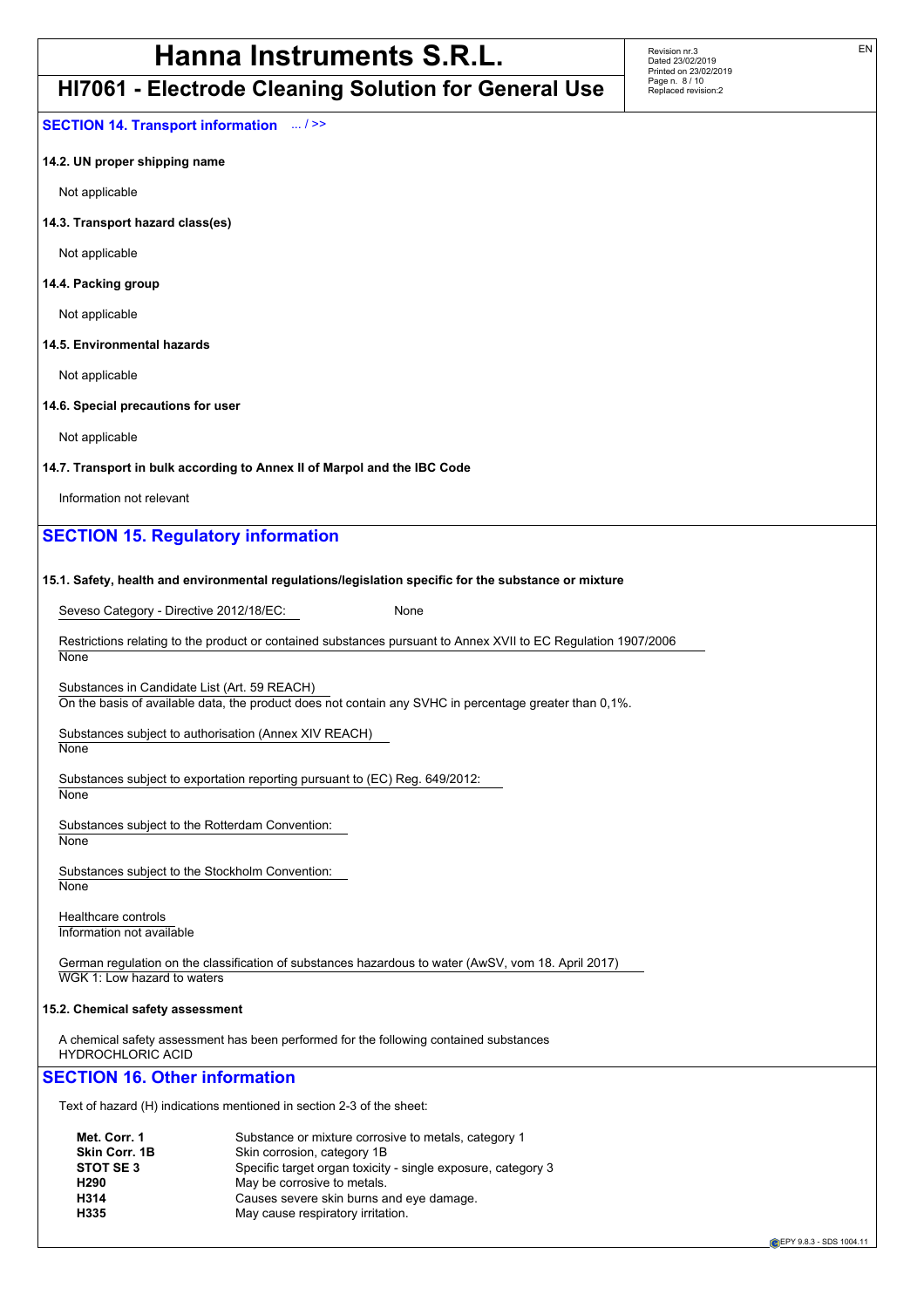## SECTION 14. Transport information ... / >>

**14.2. UN proper shipping name**

Not applicable

**14.3. Transport hazard class(es)**

Not applicable

**14.4. Packing group**

Not applicable

**14.5. Environmental hazards**

Not applicable

**14.6. Special precautions for user**

Not applicable

**14.7. Transport in bulk according to Annex II of Marpol and the IBC Code**

Information not relevant

## SECTION 15. Regulatory information

**15.1. Safety, health and environmental regulations/legislation specific for the substance or mixture**

Seveso Category - Directive 2012/18/EC: None

Restrictions relating to the product or contained substances pursuant to Annex XVII to EC Regulation 1907/2006
None

Substances in Candidate List (Art. 59 REACH)
On the basis of available data, the product does not contain any SVHC in percentage greater than 0,1%.

Substances subject to authorisation (Annex XIV REACH)
None

Substances subject to exportation reporting pursuant to (EC) Reg. 649/2012:
None

Substances subject to the Rotterdam Convention:
None

Substances subject to the Stockholm Convention:
None

Healthcare controls
Information not available

German regulation on the classification of substances hazardous to water (AwSV, vom 18. April 2017)
WGK 1: Low hazard to waters

**15.2. Chemical safety assessment**

A chemical safety assessment has been performed for the following contained substances
HYDROCHLORIC ACID

## SECTION 16. Other information

Text of hazard (H) indications mentioned in section 2-3 of the sheet:

| | |
|---|---|
| **Met. Corr. 1** | Substance or mixture corrosive to metals, category 1 |
| **Skin Corr. 1B** | Skin corrosion, category 1B |
| **STOT SE 3** | Specific target organ toxicity - single exposure, category 3 |
| **H290** | May be corrosive to metals. |
| **H314** | Causes severe skin burns and eye damage. |
| **H335** | May cause respiratory irritation. |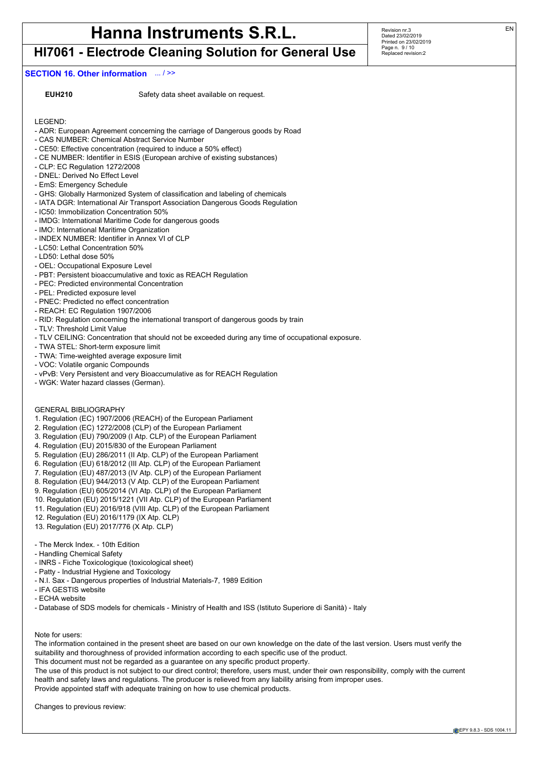## SECTION 16. Other information ... / >>

**EUH210** Safety data sheet available on request.

LEGEND:

- ADR: European Agreement concerning the carriage of Dangerous goods by Road
- CAS NUMBER: Chemical Abstract Service Number
- CE50: Effective concentration (required to induce a 50% effect)
- CE NUMBER: Identifier in ESIS (European archive of existing substances)
- CLP: EC Regulation 1272/2008
- DNEL: Derived No Effect Level
- EmS: Emergency Schedule
- GHS: Globally Harmonized System of classification and labeling of chemicals
- IATA DGR: International Air Transport Association Dangerous Goods Regulation
- IC50: Immobilization Concentration 50%
- IMDG: International Maritime Code for dangerous goods
- IMO: International Maritime Organization
- INDEX NUMBER: Identifier in Annex VI of CLP
- LC50: Lethal Concentration 50%
- LD50: Lethal dose 50%
- OEL: Occupational Exposure Level
- PBT: Persistent bioaccumulative and toxic as REACH Regulation
- PEC: Predicted environmental Concentration
- PEL: Predicted exposure level
- PNEC: Predicted no effect concentration
- REACH: EC Regulation 1907/2006
- RID: Regulation concerning the international transport of dangerous goods by train
- TLV: Threshold Limit Value
- TLV CEILING: Concentration that should not be exceeded during any time of occupational exposure.
- TWA STEL: Short-term exposure limit
- TWA: Time-weighted average exposure limit
- VOC: Volatile organic Compounds
- vPvB: Very Persistent and very Bioaccumulative as for REACH Regulation
- WGK: Water hazard classes (German).

GENERAL BIBLIOGRAPHY

1. Regulation (EC) 1907/2006 (REACH) of the European Parliament
2. Regulation (EC) 1272/2008 (CLP) of the European Parliament
3. Regulation (EU) 790/2009 (I Atp. CLP) of the European Parliament
4. Regulation (EU) 2015/830 of the European Parliament
5. Regulation (EU) 286/2011 (II Atp. CLP) of the European Parliament
6. Regulation (EU) 618/2012 (III Atp. CLP) of the European Parliament
7. Regulation (EU) 487/2013 (IV Atp. CLP) of the European Parliament
8. Regulation (EU) 944/2013 (V Atp. CLP) of the European Parliament
9. Regulation (EU) 605/2014 (VI Atp. CLP) of the European Parliament
10. Regulation (EU) 2015/1221 (VII Atp. CLP) of the European Parliament
11. Regulation (EU) 2016/918 (VIII Atp. CLP) of the European Parliament
12. Regulation (EU) 2016/1179 (IX Atp. CLP)
13. Regulation (EU) 2017/776 (X Atp. CLP)

- The Merck Index. - 10th Edition
- Handling Chemical Safety
- INRS - Fiche Toxicologique (toxicological sheet)
- Patty - Industrial Hygiene and Toxicology
- N.I. Sax - Dangerous properties of Industrial Materials-7, 1989 Edition
- IFA GESTIS website
- ECHA website
- Database of SDS models for chemicals - Ministry of Health and ISS (Istituto Superiore di Sanità) - Italy

Note for users:

The information contained in the present sheet are based on our own knowledge on the date of the last version. Users must verify the suitability and thoroughness of provided information according to each specific use of the product.

This document must not be regarded as a guarantee on any specific product property.

The use of this product is not subject to our direct control; therefore, users must, under their own responsibility, comply with the current health and safety laws and regulations. The producer is relieved from any liability arising from improper uses.

Provide appointed staff with adequate training on how to use chemical products.

Changes to previous review: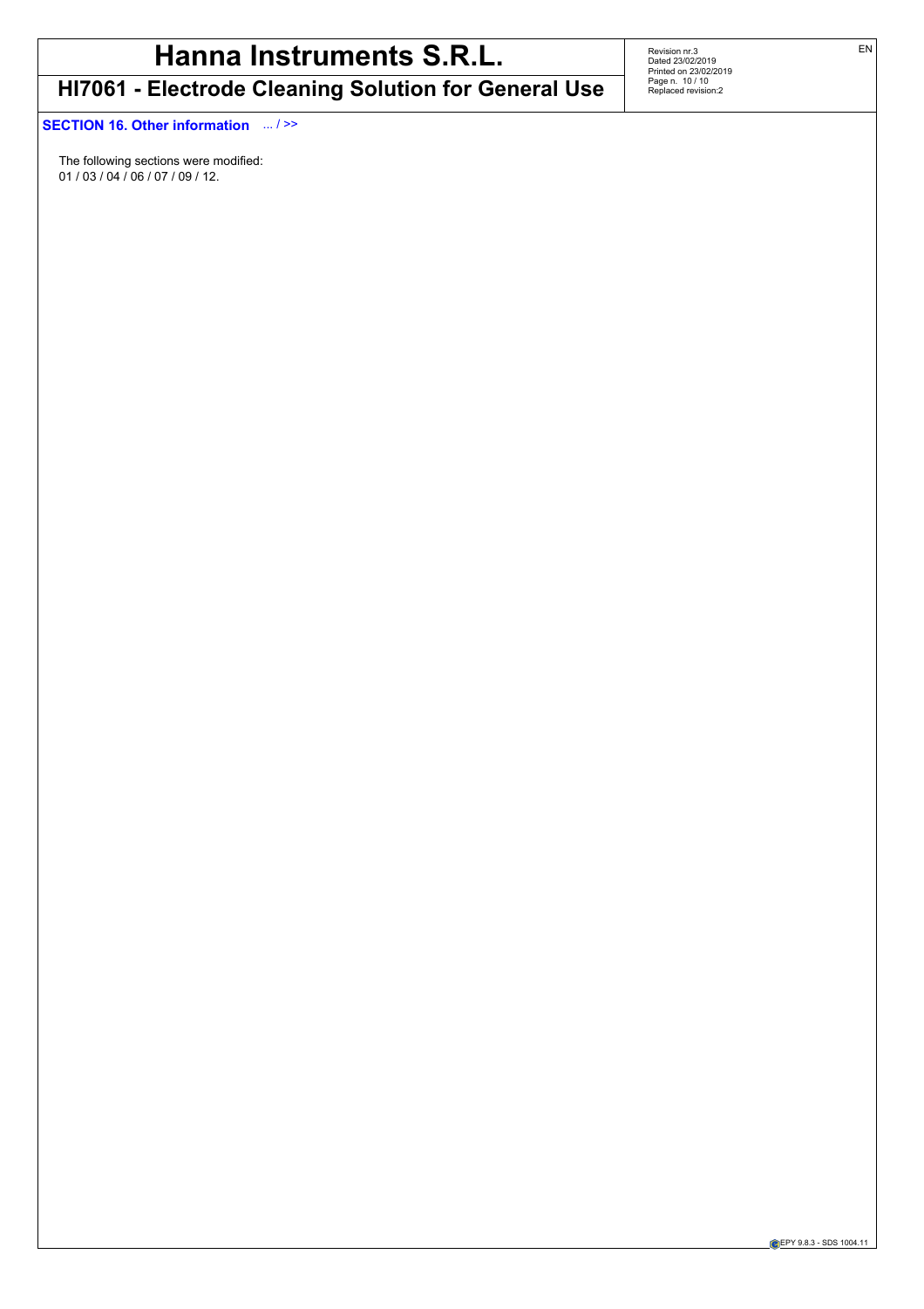**SECTION 16. Other information** ... / >>

The following sections were modified:
01 / 03 / 04 / 06 / 07 / 09 / 12.